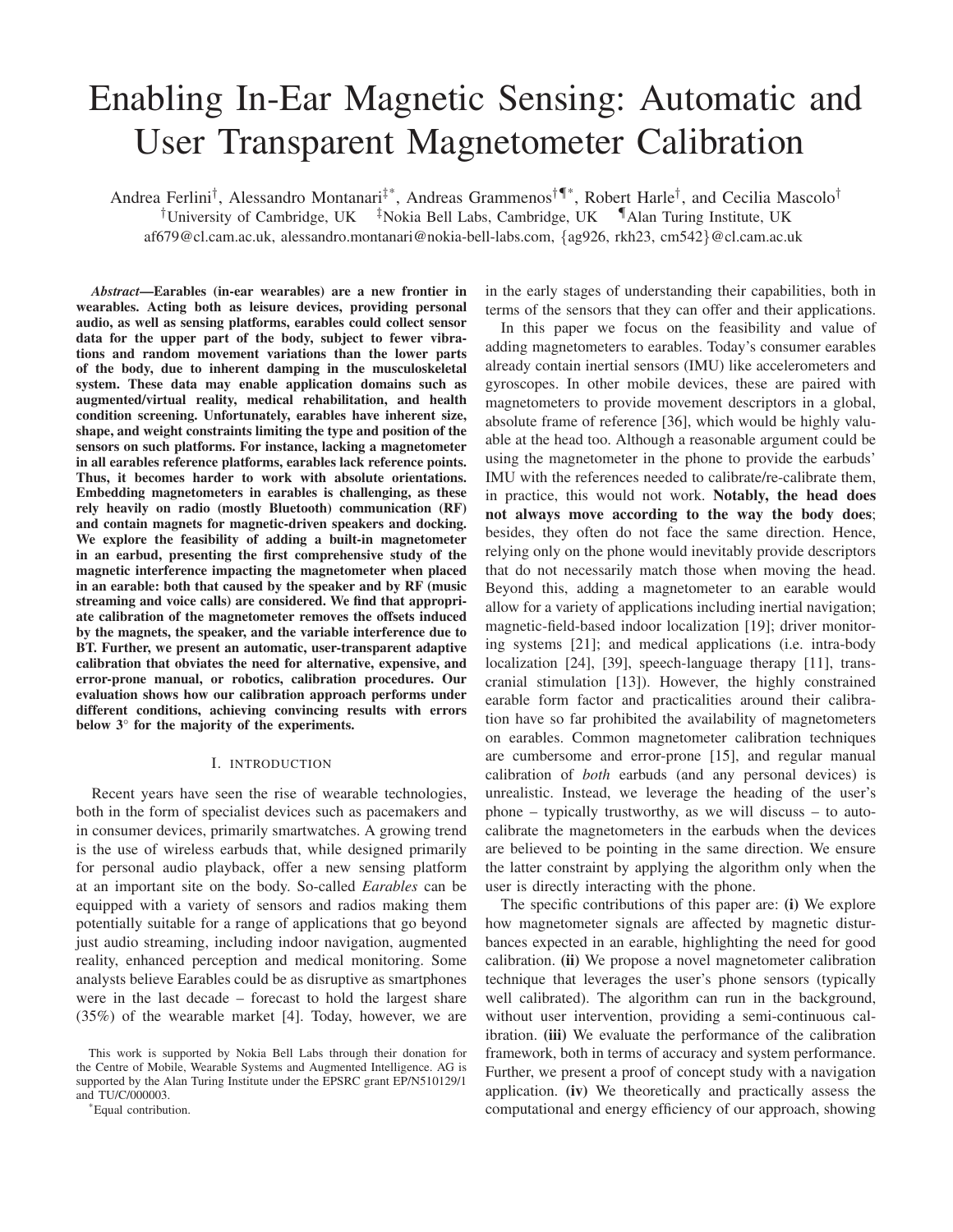# Enabling In-Ear Magnetic Sensing: Automatic and User Transparent Magnetometer Calibration

Andrea Ferlini[†], Alessandro Montanari[‡*], Andreas Grammenos[†¶*], Robert Harle[†], and Cecilia Mascolo[†]

[†]University of Cambridge, UK [‡]Nokia Bell Labs, Cambridge, UK [¶]Alan Turing Institute, UK

af679@cl.cam.ac.uk, alessandro.montanari@nokia-bell-labs.com, {ag926, rkh23, cm542}@cl.cam.ac.uk

***Abstract*—Earables (in-ear wearables) are a new frontier in wearables. Acting both as leisure devices, providing personal audio, as well as sensing platforms, earables could collect sensor data for the upper part of the body, subject to fewer vibrations and random movement variations than the lower parts of the body, due to inherent damping in the musculoskeletal system. These data may enable application domains such as augmented/virtual reality, medical rehabilitation, and health condition screening. Unfortunately, earables have inherent size, shape, and weight constraints limiting the type and position of the sensors on such platforms. For instance, lacking a magnetometer in all earables reference platforms, earables lack reference points. Thus, it becomes harder to work with absolute orientations. Embedding magnetometers in earables is challenging, as these rely heavily on radio (mostly Bluetooth) communication (RF) and contain magnets for magnetic-driven speakers and docking. We explore the feasibility of adding a built-in magnetometer in an earbud, presenting the first comprehensive study of the magnetic interference impacting the magnetometer when placed in an earable: both that caused by the speaker and by RF (music streaming and voice calls) are considered. We find that appropriate calibration of the magnetometer removes the offsets induced by the magnets, the speaker, and the variable interference due to BT. Further, we present an automatic, user-transparent adaptive calibration that obviates the need for alternative, expensive, and error-prone manual, or robotics, calibration procedures. Our evaluation shows how our calibration approach performs under different conditions, achieving convincing results with errors below 3° for the majority of the experiments.**

## I. Introduction

Recent years have seen the rise of wearable technologies, both in the form of specialist devices such as pacemakers and in consumer devices, primarily smartwatches. A growing trend is the use of wireless earbuds that, while designed primarily for personal audio playback, offer a new sensing platform at an important site on the body. So-called *Earables* can be equipped with a variety of sensors and radios making them potentially suitable for a range of applications that go beyond just audio streaming, including indoor navigation, augmented reality, enhanced perception and medical monitoring. Some analysts believe Earables could be as disruptive as smartphones were in the last decade – forecast to hold the largest share (35%) of the wearable market [4]. Today, however, we are in the early stages of understanding their capabilities, both in terms of the sensors that they can offer and their applications.

In this paper we focus on the feasibility and value of adding magnetometers to earables. Today's consumer earables already contain inertial sensors (IMU) like accelerometers and gyroscopes. In other mobile devices, these are paired with magnetometers to provide movement descriptors in a global, absolute frame of reference [36], which would be highly valuable at the head too. Although a reasonable argument could be using the magnetometer in the phone to provide the earbuds' IMU with the references needed to calibrate/re-calibrate them, in practice, this would not work. **Notably, the head does not always move according to the way the body does**; besides, they often do not face the same direction. Hence, relying only on the phone would inevitably provide descriptors that do not necessarily match those when moving the head. Beyond this, adding a magnetometer to an earable would allow for a variety of applications including inertial navigation; magnetic-field-based indoor localization [19]; driver monitoring systems [21]; and medical applications (i.e. intra-body localization [24], [39], speech-language therapy [11], transcranial stimulation [13]). However, the highly constrained earable form factor and practicalities around their calibration have so far prohibited the availability of magnetometers on earables. Common magnetometer calibration techniques are cumbersome and error-prone [15], and regular manual calibration of *both* earbuds (and any personal devices) is unrealistic. Instead, we leverage the heading of the user's phone – typically trustworthy, as we will discuss – to auto-calibrate the magnetometers in the earbuds when the devices are believed to be pointing in the same direction. We ensure the latter constraint by applying the algorithm only when the user is directly interacting with the phone.

The specific contributions of this paper are: **(i)** We explore how magnetometer signals are affected by magnetic disturbances expected in an earable, highlighting the need for good calibration. **(ii)** We propose a novel magnetometer calibration technique that leverages the user's phone sensors (typically well calibrated). The algorithm can run in the background, without user intervention, providing a semi-continuous calibration. **(iii)** We evaluate the performance of the calibration framework, both in terms of accuracy and system performance. Further, we present a proof of concept study with a navigation application. **(iv)** We theoretically and practically assess the computational and energy efficiency of our approach, showing

This work is supported by Nokia Bell Labs through their donation for the Centre of Mobile, Wearable Systems and Augmented Intelligence. AG is supported by the Alan Turing Institute under the EPSRC grant EP/N510129/1 and TU/C/000003.

*Equal contribution.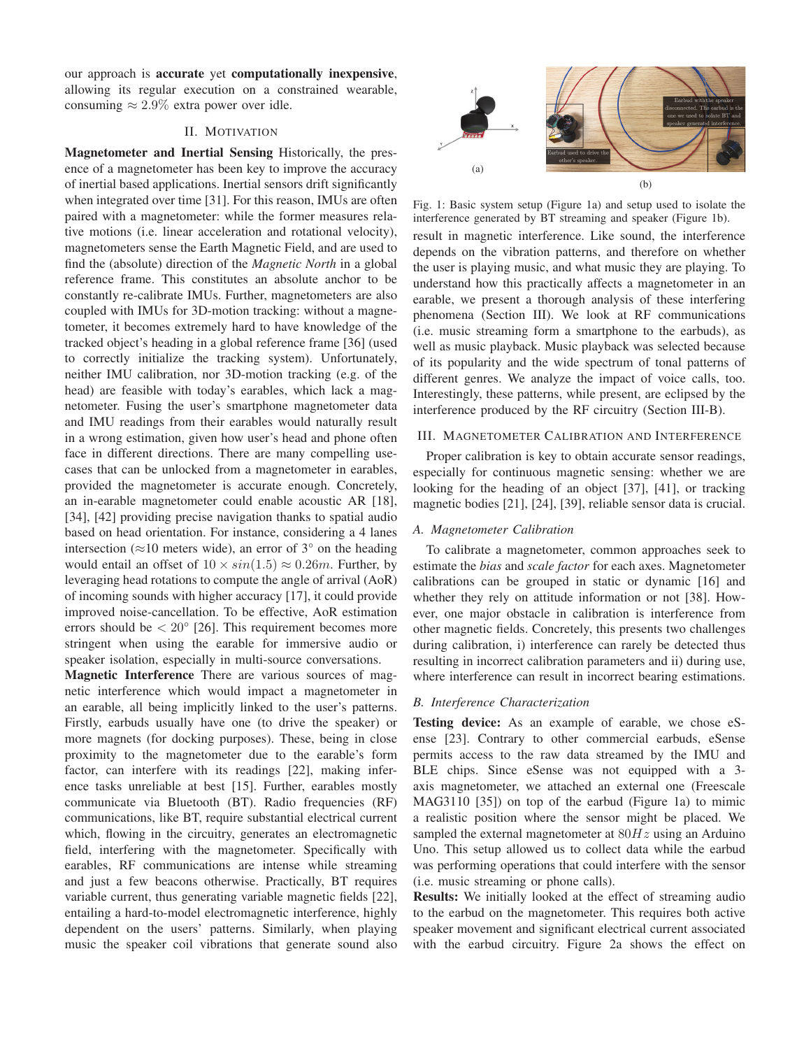our approach is **accurate** yet **computationally inexpensive**, allowing its regular execution on a constrained wearable, consuming $\approx 2.9\%$ extra power over idle.

## II. Motivation

**Magnetometer and Inertial Sensing** Historically, the presence of a magnetometer has been key to improve the accuracy of inertial based applications. Inertial sensors drift significantly when integrated over time [31]. For this reason, IMUs are often paired with a magnetometer: while the former measures relative motions (i.e. linear acceleration and rotational velocity), magnetometers sense the Earth Magnetic Field, and are used to find the (absolute) direction of the *Magnetic North* in a global reference frame. This constitutes an absolute anchor to be constantly re-calibrate IMUs. Further, magnetometers are also coupled with IMUs for 3D-motion tracking: without a magnetometer, it becomes extremely hard to have knowledge of the tracked object's heading in a global reference frame [36] (used to correctly initialize the tracking system). Unfortunately, neither IMU calibration, nor 3D-motion tracking (e.g. of the head) are feasible with today's earables, which lack a magnetometer. Fusing the user's smartphone magnetometer data and IMU readings from their earables would naturally result in a wrong estimation, given how user's head and phone often face in different directions. There are many compelling use-cases that can be unlocked from a magnetometer in earables, provided the magnetometer is accurate enough. Concretely, an in-earable magnetometer could enable acoustic AR [18], [34], [42] providing precise navigation thanks to spatial audio based on head orientation. For instance, considering a 4 lanes intersection ($\approx$10 meters wide), an error of $3°$ on the heading would entail an offset of $10 \times sin(1.5) \approx 0.26m$. Further, by leveraging head rotations to compute the angle of arrival (AoR) of incoming sounds with higher accuracy [17], it could provide improved noise-cancellation. To be effective, AoR estimation errors should be $< 20°$ [26]. This requirement becomes more stringent when using the earable for immersive audio or speaker isolation, especially in multi-source conversations.

**Magnetic Interference** There are various sources of magnetic interference which would impact a magnetometer in an earable, all being implicitly linked to the user's patterns. Firstly, earbuds usually have one (to drive the speaker) or more magnets (for docking purposes). These, being in close proximity to the magnetometer due to the earable's form factor, can interfere with its readings [22], making inference tasks unreliable at best [15]. Further, earables mostly communicate via Bluetooth (BT). Radio frequencies (RF) communications, like BT, require substantial electrical current which, flowing in the circuitry, generates an electromagnetic field, interfering with the magnetometer. Specifically with earables, RF communications are intense while streaming and just a few beacons otherwise. Practically, BT requires variable current, thus generating variable magnetic fields [22], entailing a hard-to-model electromagnetic interference, highly dependent on the users' patterns. Similarly, when playing music the speaker coil vibrations that generate sound also result in magnetic interference. Like sound, the interference depends on the vibration patterns, and therefore on whether the user is playing music, and what music they are playing. To understand how this practically affects a magnetometer in an earable, we present a thorough analysis of these interfering phenomena (Section III). We look at RF communications (i.e. music streaming form a smartphone to the earbuds), as well as music playback. Music playback was selected because of its popularity and the wide spectrum of tonal patterns of different genres. We analyze the impact of voice calls, too. Interestingly, these patterns, while present, are eclipsed by the interference produced by the RF circuitry (Section III-B).

Fig. 1: Basic system setup (Figure 1a) and setup used to isolate the interference generated by BT streaming and speaker (Figure 1b).

## III. Magnetometer Calibration and Interference

Proper calibration is key to obtain accurate sensor readings, especially for continuous magnetic sensing: whether we are looking for the heading of an object [37], [41], or tracking magnetic bodies [21], [24], [39], reliable sensor data is crucial.

### A. Magnetometer Calibration

To calibrate a magnetometer, common approaches seek to estimate the *bias* and *scale factor* for each axes. Magnetometer calibrations can be grouped in static or dynamic [16] and whether they rely on attitude information or not [38]. However, one major obstacle in calibration is interference from other magnetic fields. Concretely, this presents two challenges during calibration, i) interference can rarely be detected thus resulting in incorrect calibration parameters and ii) during use, where interference can result in incorrect bearing estimations.

### B. Interference Characterization

**Testing device:** As an example of earable, we chose eSense [23]. Contrary to other commercial earbuds, eSense permits access to the raw data streamed by the IMU and BLE chips. Since eSense was not equipped with a 3-axis magnetometer, we attached an external one (Freescale MAG3110 [35]) on top of the earbud (Figure 1a) to mimic a realistic position where the sensor might be placed. We sampled the external magnetometer at $80Hz$ using an Arduino Uno. This setup allowed us to collect data while the earbud was performing operations that could interfere with the sensor (i.e. music streaming or phone calls).

**Results:** We initially looked at the effect of streaming audio to the earbud on the magnetometer. This requires both active speaker movement and significant electrical current associated with the earbud circuitry. Figure 2a shows the effect on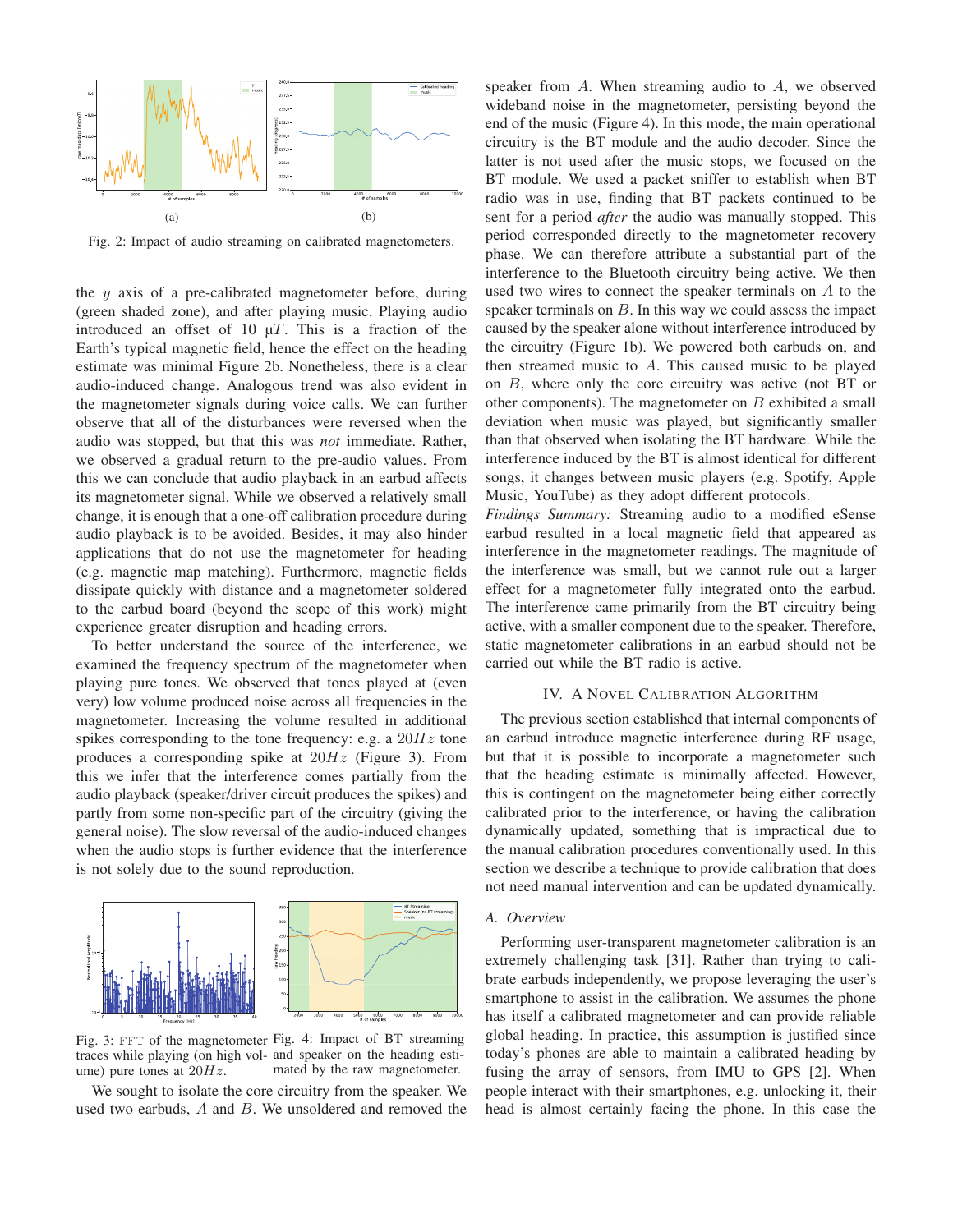Fig. 2: Impact of audio streaming on calibrated magnetometers.

the $y$ axis of a pre-calibrated magnetometer before, during (green shaded zone), and after playing music. Playing audio introduced an offset of 10 μT. This is a fraction of the Earth's typical magnetic field, hence the effect on the heading estimate was minimal Figure 2b. Nonetheless, there is a clear audio-induced change. Analogous trend was also evident in the magnetometer signals during voice calls. We can further observe that all of the disturbances were reversed when the audio was stopped, but that this was *not* immediate. Rather, we observed a gradual return to the pre-audio values. From this we can conclude that audio playback in an earbud affects its magnetometer signal. While we observed a relatively small change, it is enough that a one-off calibration procedure during audio playback is to be avoided. Besides, it may also hinder applications that do not use the magnetometer for heading (e.g. magnetic map matching). Furthermore, magnetic fields dissipate quickly with distance and a magnetometer soldered to the earbud board (beyond the scope of this work) might experience greater disruption and heading errors.

To better understand the source of the interference, we examined the frequency spectrum of the magnetometer when playing pure tones. We observed that tones played at (even very) low volume produced noise across all frequencies in the magnetometer. Increasing the volume resulted in additional spikes corresponding to the tone frequency: e.g. a $20Hz$ tone produces a corresponding spike at $20Hz$ (Figure 3). From this we infer that the interference comes partially from the audio playback (speaker/driver circuit produces the spikes) and partly from some non-specific part of the circuitry (giving the general noise). The slow reversal of the audio-induced changes when the audio stops is further evidence that the interference is not solely due to the sound reproduction.

Fig. 3: FFT of the magnetometer traces while playing (on high volume) pure tones at $20Hz$.

Fig. 4: Impact of BT streaming and speaker on the heading estimated by the raw magnetometer.

We sought to isolate the core circuitry from the speaker. We used two earbuds, $A$ and $B$. We unsoldered and removed the speaker from $A$. When streaming audio to $A$, we observed wideband noise in the magnetometer, persisting beyond the end of the music (Figure 4). In this mode, the main operational circuitry is the BT module and the audio decoder. Since the latter is not used after the music stops, we focused on the BT module. We used a packet sniffer to establish when BT radio was in use, finding that BT packets continued to be sent for a period *after* the audio was manually stopped. This period corresponded directly to the magnetometer recovery phase. We can therefore attribute a substantial part of the interference to the Bluetooth circuitry being active. We then used two wires to connect the speaker terminals on $A$ to the speaker terminals on $B$. In this way we could assess the impact caused by the speaker alone without interference introduced by the circuitry (Figure 1b). We powered both earbuds on, and then streamed music to $A$. This caused music to be played on $B$, where only the core circuitry was active (not BT or other components). The magnetometer on $B$ exhibited a small deviation when music was played, but significantly smaller than that observed when isolating the BT hardware. While the interference induced by the BT is almost identical for different songs, it changes between music players (e.g. Spotify, Apple Music, YouTube) as they adopt different protocols.

*Findings Summary:* Streaming audio to a modified eSense earbud resulted in a local magnetic field that appeared as interference in the magnetometer readings. The magnitude of the interference was small, but we cannot rule out a larger effect for a magnetometer fully integrated onto the earbud. The interference came primarily from the BT circuitry being active, with a smaller component due to the speaker. Therefore, static magnetometer calibrations in an earbud should not be carried out while the BT radio is active.

## IV. A Novel Calibration Algorithm

The previous section established that internal components of an earbud introduce magnetic interference during RF usage, but that it is possible to incorporate a magnetometer such that the heading estimate is minimally affected. However, this is contingent on the magnetometer being either correctly calibrated prior to the interference, or having the calibration dynamically updated, something that is impractical due to the manual calibration procedures conventionally used. In this section we describe a technique to provide calibration that does not need manual intervention and can be updated dynamically.

### A. Overview

Performing user-transparent magnetometer calibration is an extremely challenging task [31]. Rather than trying to calibrate earbuds independently, we propose leveraging the user's smartphone to assist in the calibration. We assumes the phone has itself a calibrated magnetometer and can provide reliable global heading. In practice, this assumption is justified since today's phones are able to maintain a calibrated heading by fusing the array of sensors, from IMU to GPS [2]. When people interact with their smartphones, e.g. unlocking it, their head is almost certainly facing the phone. In this case the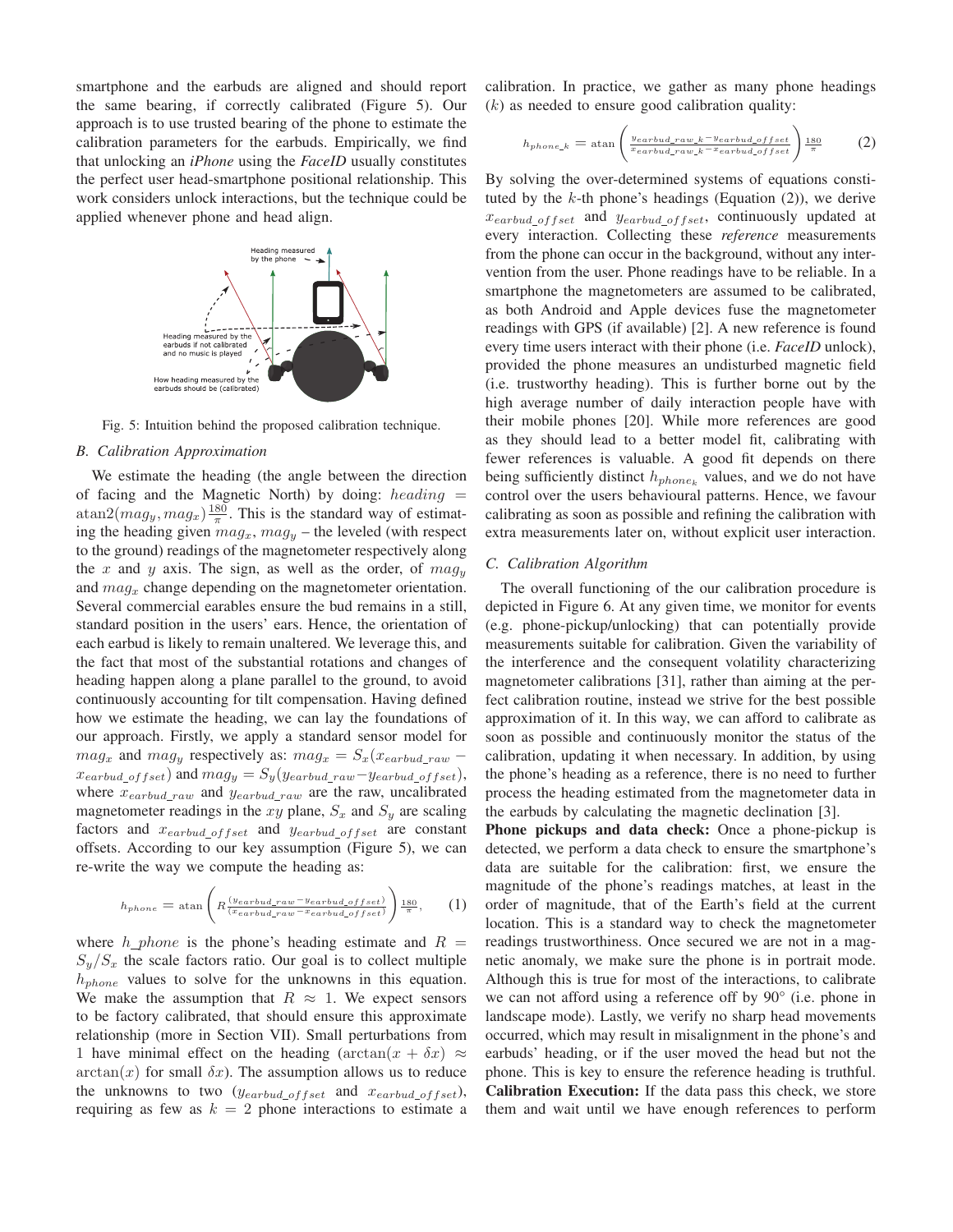smartphone and the earbuds are aligned and should report the same bearing, if correctly calibrated (Figure 5). Our approach is to use trusted bearing of the phone to estimate the calibration parameters for the earbuds. Empirically, we find that unlocking an *iPhone* using the *FaceID* usually constitutes the perfect user head-smartphone positional relationship. This work considers unlock interactions, but the technique could be applied whenever phone and head align.

Fig. 5: Intuition behind the proposed calibration technique.

### B. Calibration Approximation

We estimate the heading (the angle between the direction of facing and the Magnetic North) by doing: $heading = \text{atan2}(mag_y, mag_x)\frac{180}{\pi}$. This is the standard way of estimating the heading given $mag_x$, $mag_y$ – the leveled (with respect to the ground) readings of the magnetometer respectively along the $x$ and $y$ axis. The sign, as well as the order, of $mag_y$ and $mag_x$ change depending on the magnetometer orientation. Several commercial earables ensure the bud remains in a still, standard position in the users' ears. Hence, the orientation of each earbud is likely to remain unaltered. We leverage this, and the fact that most of the substantial rotations and changes of heading happen along a plane parallel to the ground, to avoid continuously accounting for tilt compensation. Having defined how we estimate the heading, we can lay the foundations of our approach. Firstly, we apply a standard sensor model for $mag_x$ and $mag_y$ respectively as: $mag_x = S_x(x_{earbud\_raw} - x_{earbud\_offset})$ and $mag_y = S_y(y_{earbud\_raw} - y_{earbud\_offset})$, where $x_{earbud\_raw}$ and $y_{earbud\_raw}$ are the raw, uncalibrated magnetometer readings in the $xy$ plane, $S_x$ and $S_y$ are scaling factors and $x_{earbud\_offset}$ and $y_{earbud\_offset}$ are constant offsets. According to our key assumption (Figure 5), we can re-write the way we compute the heading as:

$$h_{phone} = \text{atan}\left(R\frac{(y_{earbud\_raw} - y_{earbud\_offset})}{(x_{earbud\_raw} - x_{earbud\_offset})}\right)\frac{180}{\pi}, \quad (1)$$

where $h\_phone$ is the phone's heading estimate and $R = S_y/S_x$ the scale factors ratio. Our goal is to collect multiple $h_{phone}$ values to solve for the unknowns in this equation. We make the assumption that $R \approx 1$. We expect sensors to be factory calibrated, that should ensure this approximate relationship (more in Section VII). Small perturbations from 1 have minimal effect on the heading ($\arctan(x + \delta x) \approx \arctan(x)$ for small $\delta x$). The assumption allows us to reduce the unknowns to two ($y_{earbud\_offset}$ and $x_{earbud\_offset}$), requiring as few as $k = 2$ phone interactions to estimate a calibration. In practice, we gather as many phone headings ($k$) as needed to ensure good calibration quality:

$$h_{phone\_k} = \text{atan}\left(\frac{y_{earbud\_raw\_k} - y_{earbud\_offset}}{x_{earbud\_raw\_k} - x_{earbud\_offset}}\right)\frac{180}{\pi} \quad (2)$$

By solving the over-determined systems of equations constituted by the $k$-th phone's headings (Equation (2)), we derive $x_{earbud\_offset}$ and $y_{earbud\_offset}$, continuously updated at every interaction. Collecting these *reference* measurements from the phone can occur in the background, without any intervention from the user. Phone readings have to be reliable. In a smartphone the magnetometers are assumed to be calibrated, as both Android and Apple devices fuse the magnetometer readings with GPS (if available) [2]. A new reference is found every time users interact with their phone (i.e. *FaceID* unlock), provided the phone measures an undisturbed magnetic field (i.e. trustworthy heading). This is further borne out by the high average number of daily interaction people have with their mobile phones [20]. While more references are good as they should lead to a better model fit, calibrating with fewer references is valuable. A good fit depends on there being sufficiently distinct $h_{phone_k}$ values, and we do not have control over the users behavioural patterns. Hence, we favour calibrating as soon as possible and refining the calibration with extra measurements later on, without explicit user interaction.

### C. Calibration Algorithm

The overall functioning of the our calibration procedure is depicted in Figure 6. At any given time, we monitor for events (e.g. phone-pickup/unlocking) that can potentially provide measurements suitable for calibration. Given the variability of the interference and the consequent volatility characterizing magnetometer calibrations [31], rather than aiming at the perfect calibration routine, instead we strive for the best possible approximation of it. In this way, we can afford to calibrate as soon as possible and continuously monitor the status of the calibration, updating it when necessary. In addition, by using the phone's heading as a reference, there is no need to further process the heading estimated from the magnetometer data in the earbuds by calculating the magnetic declination [3].

**Phone pickups and data check:** Once a phone-pickup is detected, we perform a data check to ensure the smartphone's data are suitable for the calibration: first, we ensure the magnitude of the phone's readings matches, at least in the order of magnitude, that of the Earth's field at the current location. This is a standard way to check the magnetometer readings trustworthiness. Once secured we are not in a magnetic anomaly, we make sure the phone is in portrait mode. Although this is true for most of the interactions, to calibrate we can not afford using a reference off by 90° (i.e. phone in landscape mode). Lastly, we verify no sharp head movements occurred, which may result in misalignment in the phone's and earbuds' heading, or if the user moved the head but not the phone. This is key to ensure the reference heading is truthful.

**Calibration Execution:** If the data pass this check, we store them and wait until we have enough references to perform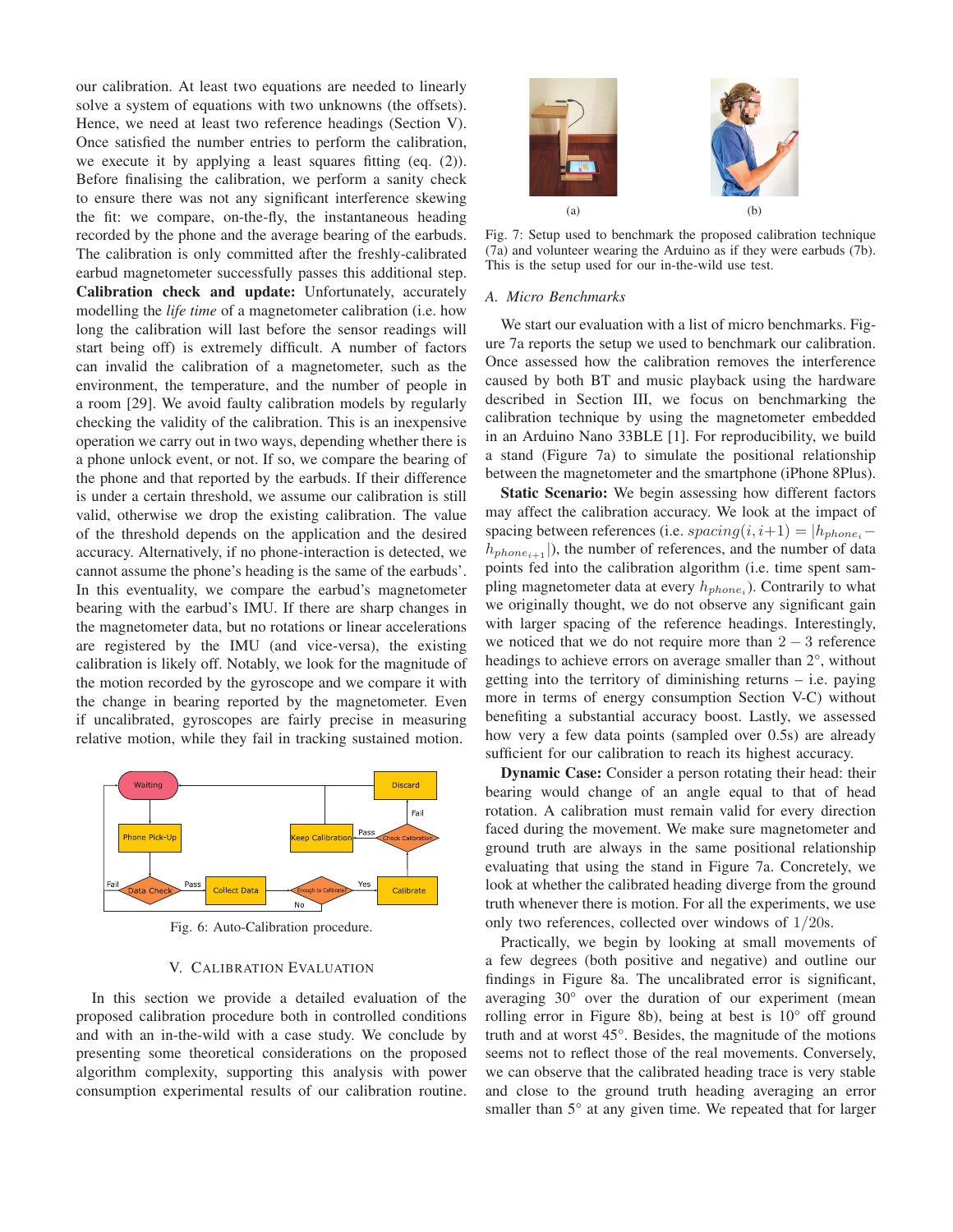our calibration. At least two equations are needed to linearly solve a system of equations with two unknowns (the offsets). Hence, we need at least two reference headings (Section V). Once satisfied the number entries to perform the calibration, we execute it by applying a least squares fitting (eq. (2)). Before finalising the calibration, we perform a sanity check to ensure there was not any significant interference skewing the fit: we compare, on-the-fly, the instantaneous heading recorded by the phone and the average bearing of the earbuds. The calibration is only committed after the freshly-calibrated earbud magnetometer successfully passes this additional step.

**Calibration check and update:** Unfortunately, accurately modelling the *life time* of a magnetometer calibration (i.e. how long the calibration will last before the sensor readings will start being off) is extremely difficult. A number of factors can invalid the calibration of a magnetometer, such as the environment, the temperature, and the number of people in a room [29]. We avoid faulty calibration models by regularly checking the validity of the calibration. This is an inexpensive operation we carry out in two ways, depending whether there is a phone unlock event, or not. If so, we compare the bearing of the phone and that reported by the earbuds. If their difference is under a certain threshold, we assume our calibration is still valid, otherwise we drop the existing calibration. The value of the threshold depends on the application and the desired accuracy. Alternatively, if no phone-interaction is detected, we cannot assume the phone's heading is the same of the earbuds'. In this eventuality, we compare the earbud's magnetometer bearing with the earbud's IMU. If there are sharp changes in the magnetometer data, but no rotations or linear accelerations are registered by the IMU (and vice-versa), the existing calibration is likely off. Notably, we look for the magnitude of the motion recorded by the gyroscope and we compare it with the change in bearing reported by the magnetometer. Even if uncalibrated, gyroscopes are fairly precise in measuring relative motion, while they fail in tracking sustained motion.

Fig. 6: Auto-Calibration procedure.

## V. Calibration Evaluation

In this section we provide a detailed evaluation of the proposed calibration procedure both in controlled conditions and with an in-the-wild with a case study. We conclude by presenting some theoretical considerations on the proposed algorithm complexity, supporting this analysis with power consumption experimental results of our calibration routine.

Fig. 7: Setup used to benchmark the proposed calibration technique (7a) and volunteer wearing the Arduino as if they were earbuds (7b). This is the setup used for our in-the-wild use test.

### A. Micro Benchmarks

We start our evaluation with a list of micro benchmarks. Figure 7a reports the setup we used to benchmark our calibration. Once assessed how the calibration removes the interference caused by both BT and music playback using the hardware described in Section III, we focus on benchmarking the calibration technique by using the magnetometer embedded in an Arduino Nano 33BLE [1]. For reproducibility, we build a stand (Figure 7a) to simulate the positional relationship between the magnetometer and the smartphone (iPhone 8Plus).

**Static Scenario:** We begin assessing how different factors may affect the calibration accuracy. We look at the impact of spacing between references (i.e. $spacing(i, i+1) = |h_{phone_i} - h_{phone_{i+1}}|$), the number of references, and the number of data points fed into the calibration algorithm (i.e. time spent sampling magnetometer data at every $h_{phone_i}$). Contrarily to what we originally thought, we do not observe any significant gain with larger spacing of the reference headings. Interestingly, we noticed that we do not require more than $2-3$ reference headings to achieve errors on average smaller than $2°$, without getting into the territory of diminishing returns – i.e. paying more in terms of energy consumption Section V-C) without benefiting a substantial accuracy boost. Lastly, we assessed how very a few data points (sampled over 0.5s) are already sufficient for our calibration to reach its highest accuracy.

**Dynamic Case:** Consider a person rotating their head: their bearing would change of an angle equal to that of head rotation. A calibration must remain valid for every direction faced during the movement. We make sure magnetometer and ground truth are always in the same positional relationship evaluating that using the stand in Figure 7a. Concretely, we look at whether the calibrated heading diverge from the ground truth whenever there is motion. For all the experiments, we use only two references, collected over windows of $1/20$s.

Practically, we begin by looking at small movements of a few degrees (both positive and negative) and outline our findings in Figure 8a. The uncalibrated error is significant, averaging $30°$ over the duration of our experiment (mean rolling error in Figure 8b), being at best is $10°$ off ground truth and at worst $45°$. Besides, the magnitude of the motions seems not to reflect those of the real movements. Conversely, we can observe that the calibrated heading trace is very stable and close to the ground truth heading averaging an error smaller than $5°$ at any given time. We repeated that for larger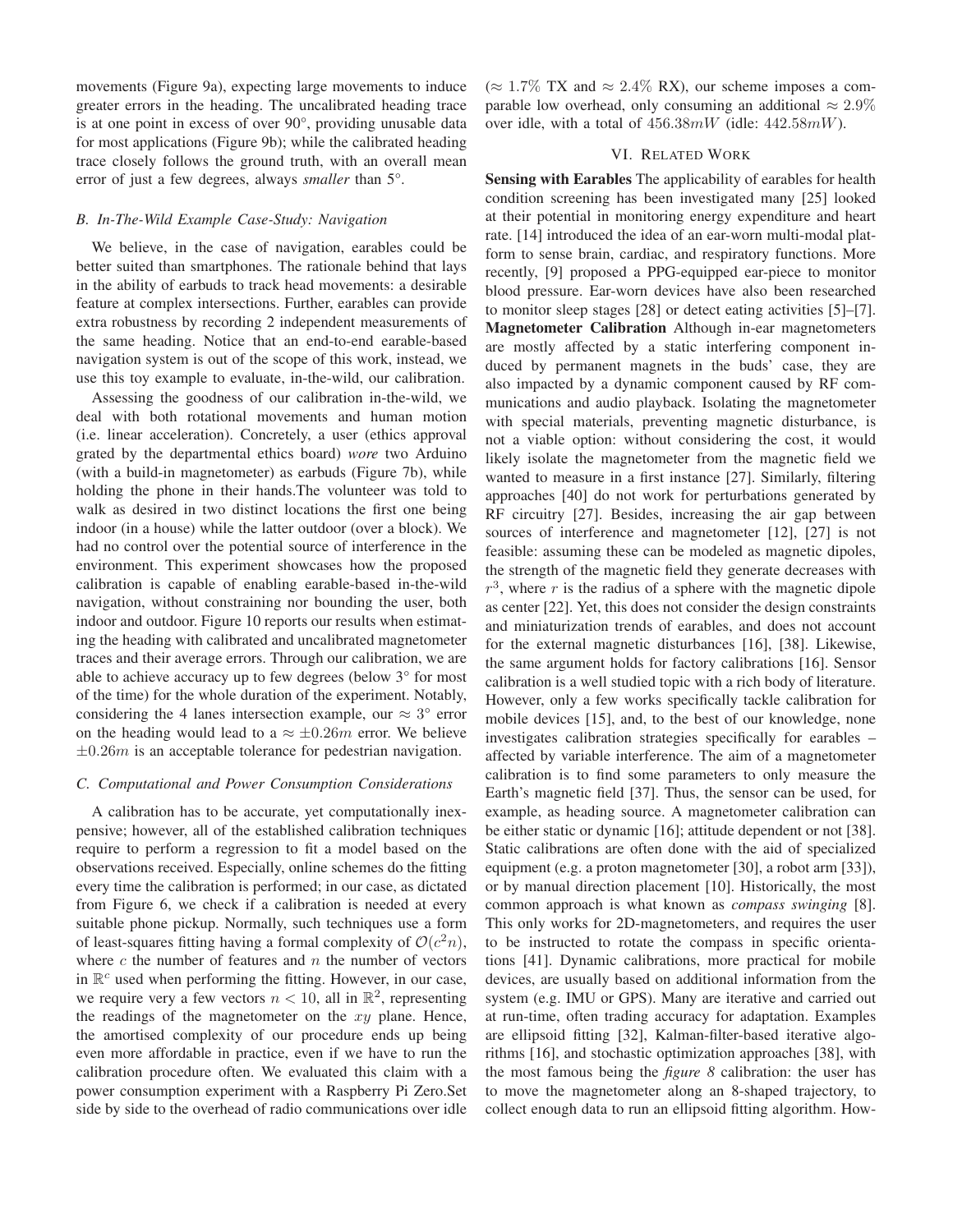movements (Figure 9a), expecting large movements to induce greater errors in the heading. The uncalibrated heading trace is at one point in excess of over 90°, providing unusable data for most applications (Figure 9b); while the calibrated heading trace closely follows the ground truth, with an overall mean error of just a few degrees, always *smaller* than 5°.

### *B. In-The-Wild Example Case-Study: Navigation*

We believe, in the case of navigation, earables could be better suited than smartphones. The rationale behind that lays in the ability of earbuds to track head movements: a desirable feature at complex intersections. Further, earables can provide extra robustness by recording 2 independent measurements of the same heading. Notice that an end-to-end earable-based navigation system is out of the scope of this work, instead, we use this toy example to evaluate, in-the-wild, our calibration.

Assessing the goodness of our calibration in-the-wild, we deal with both rotational movements and human motion (i.e. linear acceleration). Concretely, a user (ethics approval grated by the departmental ethics board) *wore* two Arduino (with a build-in magnetometer) as earbuds (Figure 7b), while holding the phone in their hands.The volunteer was told to walk as desired in two distinct locations the first one being indoor (in a house) while the latter outdoor (over a block). We had no control over the potential source of interference in the environment. This experiment showcases how the proposed calibration is capable of enabling earable-based in-the-wild navigation, without constraining nor bounding the user, both indoor and outdoor. Figure 10 reports our results when estimating the heading with calibrated and uncalibrated magnetometer traces and their average errors. Through our calibration, we are able to achieve accuracy up to few degrees (below 3° for most of the time) for the whole duration of the experiment. Notably, considering the 4 lanes intersection example, our $\approx 3°$ error on the heading would lead to a $\approx \pm 0.26m$ error. We believe $\pm 0.26m$ is an acceptable tolerance for pedestrian navigation.

### *C. Computational and Power Consumption Considerations*

A calibration has to be accurate, yet computationally inexpensive; however, all of the established calibration techniques require to perform a regression to fit a model based on the observations received. Especially, online schemes do the fitting every time the calibration is performed; in our case, as dictated from Figure 6, we check if a calibration is needed at every suitable phone pickup. Normally, such techniques use a form of least-squares fitting having a formal complexity of $\mathcal{O}(c^2 n)$, where $c$ the number of features and $n$ the number of vectors in $\mathbb{R}^c$ used when performing the fitting. However, in our case, we require very a few vectors $n < 10$, all in $\mathbb{R}^2$, representing the readings of the magnetometer on the $xy$ plane. Hence, the amortised complexity of our procedure ends up being even more affordable in practice, even if we have to run the calibration procedure often. We evaluated this claim with a power consumption experiment with a Raspberry Pi Zero.Set side by side to the overhead of radio communications over idle ($\approx 1.7\%$ TX and $\approx 2.4\%$ RX), our scheme imposes a comparable low overhead, only consuming an additional $\approx 2.9\%$ over idle, with a total of $456.38mW$ (idle: $442.58mW$).

## VI. Related Work

**Sensing with Earables** The applicability of earables for health condition screening has been investigated many [25] looked at their potential in monitoring energy expenditure and heart rate. [14] introduced the idea of an ear-worn multi-modal platform to sense brain, cardiac, and respiratory functions. More recently, [9] proposed a PPG-equipped ear-piece to monitor blood pressure. Ear-worn devices have also been researched to monitor sleep stages [28] or detect eating activities [5]–[7].
**Magnetometer Calibration** Although in-ear magnetometers are mostly affected by a static interfering component induced by permanent magnets in the buds' case, they are also impacted by a dynamic component caused by RF communications and audio playback. Isolating the magnetometer with special materials, preventing magnetic disturbance, is not a viable option: without considering the cost, it would likely isolate the magnetometer from the magnetic field we wanted to measure in a first instance [27]. Similarly, filtering approaches [40] do not work for perturbations generated by RF circuitry [27]. Besides, increasing the air gap between sources of interference and magnetometer [12], [27] is not feasible: assuming these can be modeled as magnetic dipoles, the strength of the magnetic field they generate decreases with $r^3$, where $r$ is the radius of a sphere with the magnetic dipole as center [22]. Yet, this does not consider the design constraints and miniaturization trends of earables, and does not account for the external magnetic disturbances [16], [38]. Likewise, the same argument holds for factory calibrations [16]. Sensor calibration is a well studied topic with a rich body of literature. However, only a few works specifically tackle calibration for mobile devices [15], and, to the best of our knowledge, none investigates calibration strategies specifically for earables – affected by variable interference. The aim of a magnetometer calibration is to find some parameters to only measure the Earth's magnetic field [37]. Thus, the sensor can be used, for example, as heading source. A magnetometer calibration can be either static or dynamic [16]; attitude dependent or not [38]. Static calibrations are often done with the aid of specialized equipment (e.g. a proton magnetometer [30], a robot arm [33]), or by manual direction placement [10]. Historically, the most common approach is what known as *compass swinging* [8]. This only works for 2D-magnetometers, and requires the user to be instructed to rotate the compass in specific orientations [41]. Dynamic calibrations, more practical for mobile devices, are usually based on additional information from the system (e.g. IMU or GPS). Many are iterative and carried out at run-time, often trading accuracy for adaptation. Examples are ellipsoid fitting [32], Kalman-filter-based iterative algorithms [16], and stochastic optimization approaches [38], with the most famous being the *figure 8* calibration: the user has to move the magnetometer along an 8-shaped trajectory, to collect enough data to run an ellipsoid fitting algorithm. How-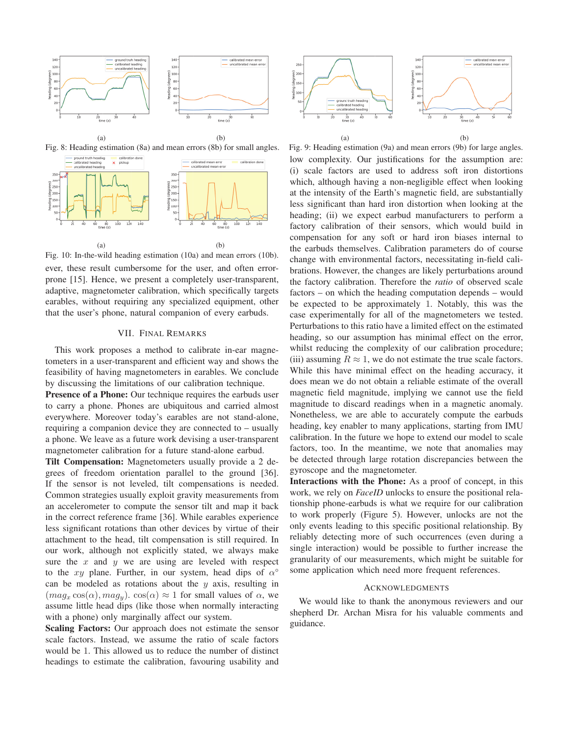Fig. 8: Heading estimation (8a) and mean errors (8b) for small angles.

Fig. 9: Heading estimation (9a) and mean errors (9b) for large angles.

Fig. 10: In-the-wild heading estimation (10a) and mean errors (10b).

ever, these result cumbersome for the user, and often error-prone [15]. Hence, we present a completely user-transparent, adaptive, magnetometer calibration, which specifically targets earables, without requiring any specialized equipment, other that the user's phone, natural companion of every earbuds.

## VII. Final Remarks

This work proposes a method to calibrate in-ear magnetometers in a user-transparent and efficient way and shows the feasibility of having magnetometers in earables. We conclude by discussing the limitations of our calibration technique.

**Presence of a Phone:** Our technique requires the earbuds user to carry a phone. Phones are ubiquitous and carried almost everywhere. Moreover today's earables are not stand-alone, requiring a companion device they are connected to – usually a phone. We leave as a future work devising a user-transparent magnetometer calibration for a future stand-alone earbud.

**Tilt Compensation:** Magnetometers usually provide a 2 degrees of freedom orientation parallel to the ground [36]. If the sensor is not leveled, tilt compensations is needed. Common strategies usually exploit gravity measurements from an accelerometer to compute the sensor tilt and map it back in the correct reference frame [36]. While earables experience less significant rotations than other devices by virtue of their attachment to the head, tilt compensation is still required. In our work, although not explicitly stated, we always make sure the $x$ and $y$ we are using are leveled with respect to the $xy$ plane. Further, in our system, head dips of $\alpha°$ can be modeled as rotations about the $y$ axis, resulting in $(mag_x \cos(\alpha), mag_y)$. $\cos(\alpha) \approx 1$ for small values of $\alpha$, we assume little head dips (like those when normally interacting with a phone) only marginally affect our system.

**Scaling Factors:** Our approach does not estimate the sensor scale factors. Instead, we assume the ratio of scale factors would be 1. This allowed us to reduce the number of distinct headings to estimate the calibration, favouring usability and low complexity. Our justifications for the assumption are: (i) scale factors are used to address soft iron distortions which, although having a non-negligible effect when looking at the intensity of the Earth's magnetic field, are substantially less significant than hard iron distortion when looking at the heading; (ii) we expect earbud manufacturers to perform a factory calibration of their sensors, which would build in compensation for any soft or hard iron biases internal to the earbuds themselves. Calibration parameters do of course change with environmental factors, necessitating in-field calibrations. However, the changes are likely perturbations around the factory calibration. Therefore the *ratio* of observed scale factors – on which the heading computation depends – would be expected to be approximately 1. Notably, this was the case experimentally for all of the magnetometers we tested. Perturbations to this ratio have a limited effect on the estimated heading, so our assumption has minimal effect on the error, whilst reducing the complexity of our calibration procedure; (iii) assuming $R \approx 1$, we do not estimate the true scale factors. While this have minimal effect on the heading accuracy, it does mean we do not obtain a reliable estimate of the overall magnetic field magnitude, implying we cannot use the field magnitude to discard readings when in a magnetic anomaly. Nonetheless, we are able to accurately compute the earbuds heading, key enabler to many applications, starting from IMU calibration. In the future we hope to extend our model to scale factors, too. In the meantime, we note that anomalies may be detected through large rotation discrepancies between the gyroscope and the magnetometer.

**Interactions with the Phone:** As a proof of concept, in this work, we rely on *FaceID* unlocks to ensure the positional relationship phone-earbuds is what we require for our calibration to work properly (Figure 5). However, unlocks are not the only events leading to this specific positional relationship. By reliably detecting more of such occurrences (even during a single interaction) would be possible to further increase the granularity of our measurements, which might be suitable for some application which need more frequent references.

## Acknowledgments

We would like to thank the anonymous reviewers and our shepherd Dr. Archan Misra for his valuable comments and guidance.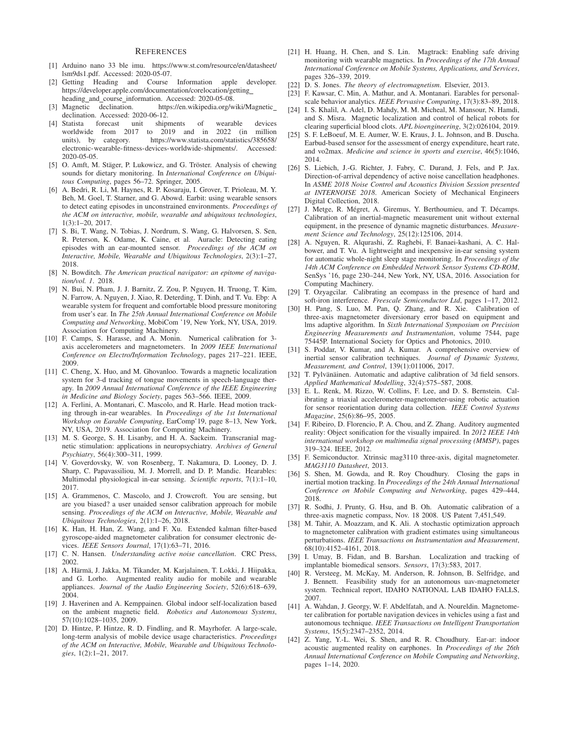# References

[1] Arduino nano 33 ble imu. https://www.st.com/resource/en/datasheet/lsm9ds1.pdf. Accessed: 2020-05-07.

[2] Getting Heading and Course Information apple developer. https://developer.apple.com/documentation/corelocation/getting_heading_and_course_information. Accessed: 2020-05-08.

[3] Magnetic declination. https://en.wikipedia.org/wiki/Magnetic_declination. Accessed: 2020-06-12.

[4] Statista forecast unit shipments of wearable devices worldwide from 2017 to 2019 and in 2022 (in million units), by category. https://www.statista.com/statistics/385658/electronic-wearable-fitness-devices-worldwide-shipments/. Accessed: 2020-05-05.

[5] O. Amft, M. Stäger, P. Lukowicz, and G. Tröster. Analysis of chewing sounds for dietary monitoring. In *International Conference on Ubiquitous Computing*, pages 56–72. Springer, 2005.

[6] A. Bedri, R. Li, M. Haynes, R. P. Kosaraju, I. Grover, T. Prioleau, M. Y. Beh, M. Goel, T. Starner, and G. Abowd. Earbit: using wearable sensors to detect eating episodes in unconstrained environments. *Proceedings of the ACM on interactive, mobile, wearable and ubiquitous technologies*, 1(3):1–20, 2017.

[7] S. Bi, T. Wang, N. Tobias, J. Nordrum, S. Wang, G. Halvorsen, S. Sen, R. Peterson, K. Odame, K. Caine, et al. Auracle: Detecting eating episodes with an ear-mounted sensor. *Proceedings of the ACM on Interactive, Mobile, Wearable and Ubiquitous Technologies*, 2(3):1–27, 2018.

[8] N. Bowditch. *The American practical navigator: an epitome of navigation/vol. 1*. 2018.

[9] N. Bui, N. Pham, J. J. Barnitz, Z. Zou, P. Nguyen, H. Truong, T. Kim, N. Farrow, A. Nguyen, J. Xiao, R. Deterding, T. Dinh, and T. Vu. Ebp: A wearable system for frequent and comfortable blood pressure monitoring from user's ear. In *The 25th Annual International Conference on Mobile Computing and Networking*, MobiCom '19, New York, NY, USA, 2019. Association for Computing Machinery.

[10] F. Camps, S. Harasse, and A. Monin. Numerical calibration for 3-axis accelerometers and magnetometers. In *2009 IEEE International Conference on Electro/Information Technology*, pages 217–221. IEEE, 2009.

[11] C. Cheng, X. Huo, and M. Ghovanloo. Towards a magnetic localization system for 3-d tracking of tongue movements in speech-language therapy. In *2009 Annual International Conference of the IEEE Engineering in Medicine and Biology Society*, pages 563–566. IEEE, 2009.

[12] A. Ferlini, A. Montanari, C. Mascolo, and R. Harle. Head motion tracking through in-ear wearables. In *Proceedings of the 1st International Workshop on Earable Computing*, EarComp'19, page 8–13, New York, NY, USA, 2019. Association for Computing Machinery.

[13] M. S. George, S. H. Lisanby, and H. A. Sackeim. Transcranial magnetic stimulation: applications in neuropsychiatry. *Archives of General Psychiatry*, 56(4):300–311, 1999.

[14] V. Goverdovsky, W. von Rosenberg, T. Nakamura, D. Looney, D. J. Sharp, C. Papavassiliou, M. J. Morrell, and D. P. Mandic. Hearables: Multimodal physiological in-ear sensing. *Scientific reports*, 7(1):1–10, 2017.

[15] A. Grammenos, C. Mascolo, and J. Crowcroft. You are sensing, but are you biased? a user unaided sensor calibration approach for mobile sensing. *Proceedings of the ACM on Interactive, Mobile, Wearable and Ubiquitous Technologies*, 2(1):1–26, 2018.

[16] K. Han, H. Han, Z. Wang, and F. Xu. Extended kalman filter-based gyroscope-aided magnetometer calibration for consumer electronic devices. *IEEE Sensors Journal*, 17(1):63–71, 2016.

[17] C. N. Hansen. *Understanding active noise cancellation*. CRC Press, 2002.

[18] A. Härmä, J. Jakka, M. Tikander, M. Karjalainen, T. Lokki, J. Hiipakka, and G. Lorho. Augmented reality audio for mobile and wearable appliances. *Journal of the Audio Engineering Society*, 52(6):618–639, 2004.

[19] J. Haverinen and A. Kemppainen. Global indoor self-localization based on the ambient magnetic field. *Robotics and Autonomous Systems*, 57(10):1028–1035, 2009.

[20] D. Hintze, P. Hintze, R. D. Findling, and R. Mayrhofer. A large-scale, long-term analysis of mobile device usage characteristics. *Proceedings of the ACM on Interactive, Mobile, Wearable and Ubiquitous Technologies*, 1(2):1–21, 2017.

[21] H. Huang, H. Chen, and S. Lin. Magtrack: Enabling safe driving monitoring with wearable magnetics. In *Proceedings of the 17th Annual International Conference on Mobile Systems, Applications, and Services*, pages 326–339, 2019.

[22] D. S. Jones. *The theory of electromagnetism*. Elsevier, 2013.

[23] F. Kawsar, C. Min, A. Mathur, and A. Montanari. Earables for personal-scale behavior analytics. *IEEE Pervasive Computing*, 17(3):83–89, 2018.

[24] I. S. Khalil, A. Adel, D. Mahdy, M. M. Micheal, M. Mansour, N. Hamdi, and S. Misra. Magnetic localization and control of helical robots for clearing superficial blood clots. *APL bioengineering*, 3(2):026104, 2019.

[25] S. F. LeBoeuf, M. E. Aumer, W. E. Kraus, J. L. Johnson, and B. Duscha. Earbud-based sensor for the assessment of energy expenditure, heart rate, and vo2max. *Medicine and science in sports and exercise*, 46(5):1046, 2014.

[26] S. Liebich, J.-G. Richter, J. Fabry, C. Durand, J. Fels, and P. Jax. Direction-of-arrival dependency of active noise cancellation headphones. In *ASME 2018 Noise Control and Acoustics Division Session presented at INTERNOISE 2018*. American Society of Mechanical Engineers Digital Collection, 2018.

[27] J. Metge, R. Mégret, A. Giremus, Y. Berthoumieu, and T. Décamps. Calibration of an inertial-magnetic measurement unit without external equipment, in the presence of dynamic magnetic disturbances. *Measurement Science and Technology*, 25(12):125106, 2014.

[28] A. Nguyen, R. Alqurashi, Z. Raghebi, F. Banaei-kashani, A. C. Halbower, and T. Vu. A lightweight and inexpensive in-ear sensing system for automatic whole-night sleep stage monitoring. In *Proceedings of the 14th ACM Conference on Embedded Network Sensor Systems CD-ROM*, SenSys '16, page 230–244, New York, NY, USA, 2016. Association for Computing Machinery.

[29] T. Ozyagcilar. Calibrating an ecompass in the presence of hard and soft-iron interference. *Freescale Semiconductor Ltd*, pages 1–17, 2012.

[30] H. Pang, S. Luo, M. Pan, Q. Zhang, and R. Xie. Calibration of three-axis magnetometer diversionary error based on equipment and lms adaptive algorithm. In *Sixth International Symposium on Precision Engineering Measurements and Instrumentation*, volume 7544, page 75445P. International Society for Optics and Photonics, 2010.

[31] S. Poddar, V. Kumar, and A. Kumar. A comprehensive overview of inertial sensor calibration techniques. *Journal of Dynamic Systems, Measurement, and Control*, 139(1):011006, 2017.

[32] T. Pylvänäinen. Automatic and adaptive calibration of 3d field sensors. *Applied Mathematical Modelling*, 32(4):575–587, 2008.

[33] E. L. Renk, M. Rizzo, W. Collins, F. Lee, and D. S. Bernstein. Calibrating a triaxial accelerometer-magnetometer-using robotic actuation for sensor reorientation during data collection. *IEEE Control Systems Magazine*, 25(6):86–95, 2005.

[34] F. Ribeiro, D. Florencio, P. A. Chou, and Z. Zhang. Auditory augmented reality: Object sonification for the visually impaired. In *2012 IEEE 14th international workshop on multimedia signal processing (MMSP)*, pages 319–324. IEEE, 2012.

[35] F. Semiconductor. Xtrinsic mag3110 three-axis, digital magnetometer. *MAG3110 Datasheet*, 2013.

[36] S. Shen, M. Gowda, and R. Roy Choudhury. Closing the gaps in inertial motion tracking. In *Proceedings of the 24th Annual International Conference on Mobile Computing and Networking*, pages 429–444, 2018.

[37] R. Sodhi, J. Prunty, G. Hsu, and B. Oh. Automatic calibration of a three-axis magnetic compass, Nov. 18 2008. US Patent 7,451,549.

[38] M. Tahir, A. Moazzam, and K. Ali. A stochastic optimization approach to magnetometer calibration with gradient estimates using simultaneous perturbations. *IEEE Transactions on Instrumentation and Measurement*, 68(10):4152–4161, 2018.

[39] I. Umay, B. Fidan, and B. Barshan. Localization and tracking of implantable biomedical sensors. *Sensors*, 17(3):583, 2017.

[40] R. Versteeg, M. McKay, M. Anderson, R. Johnson, B. Selfridge, and J. Bennett. Feasibility study for an autonomous uav-magnetometer system. Technical report, IDAHO NATIONAL LAB IDAHO FALLS, 2007.

[41] A. Wahdan, J. Georgy, W. F. Abdelfatah, and A. Noureldin. Magnetometer calibration for portable navigation devices in vehicles using a fast and autonomous technique. *IEEE Transactions on Intelligent Transportation Systems*, 15(5):2347–2352, 2014.

[42] Z. Yang, Y.-L. Wei, S. Shen, and R. R. Choudhury. Ear-ar: indoor acoustic augmented reality on earphones. In *Proceedings of the 26th Annual International Conference on Mobile Computing and Networking*, pages 1–14, 2020.